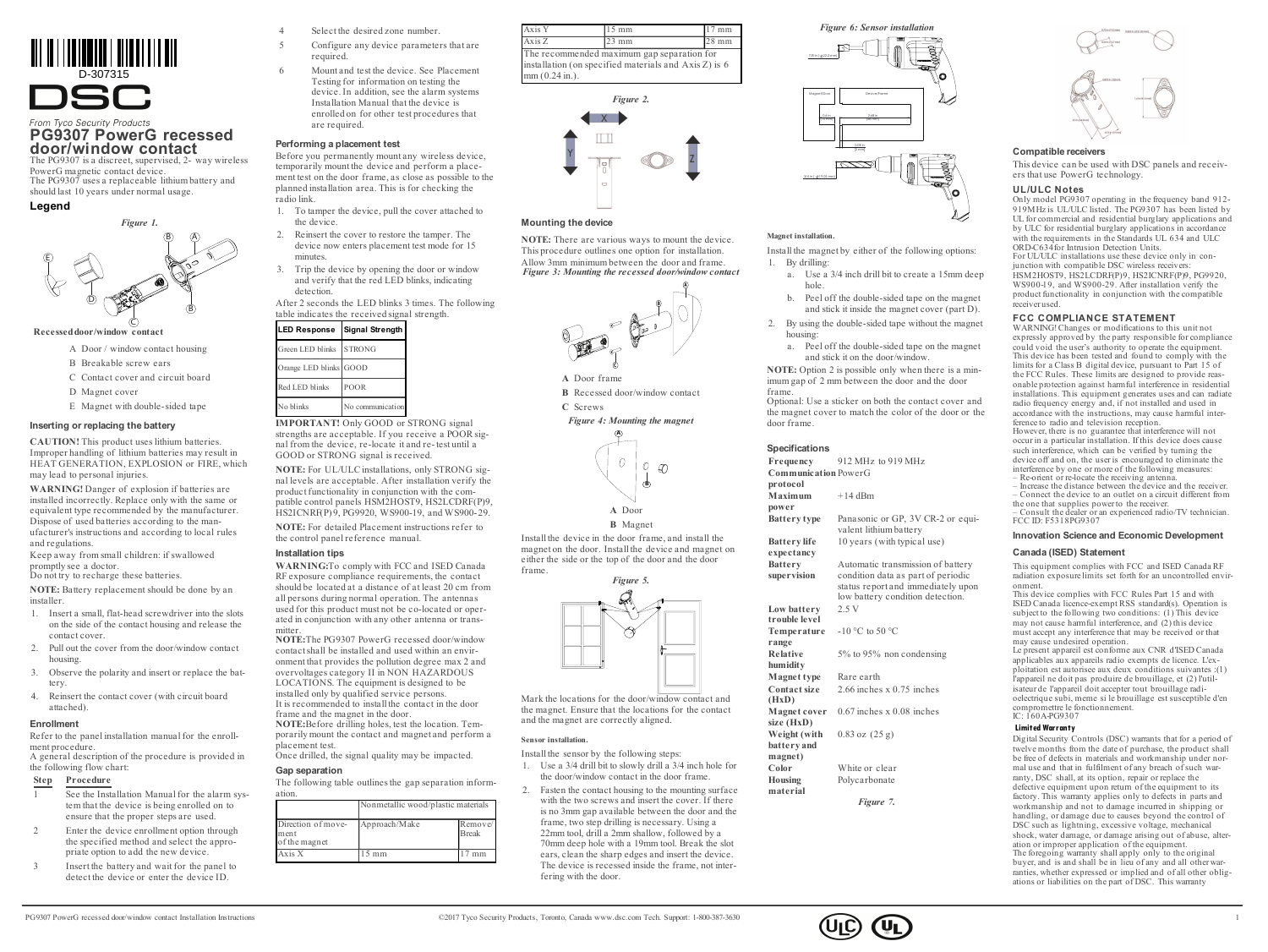D-307315

DSC

*From Tyco Security Products*

# PG9307 PowerG recessed door/window contact

The PG9307 is a discreet, supervised, 2- way wireless PowerG magnetic contact device.
The PG9307 uses a replaceable lithium battery and should last 10 years under normal usage.

## Legend

*Figure 1.*

**Recessed door/window contact**

- A Door / window contact housing
- B Breakable screw ears
- C Contact cover and circuit board
- D Magnet cover
- E Magnet with double-sided tape

### Inserting or replacing the battery

**CAUTION!** This product uses lithium batteries. Improper handling of lithium batteries may result in HEAT GENERATION, EXPLOSION or FIRE, which may lead to personal injuries.

**WARNING!** Danger of explosion if batteries are installed incorrectly. Replace only with the same or equivalent type recommended by the manufacturer. Dispose of used batteries according to the manufacturer's instructions and according to local rules and regulations.

Keep away from small children: if swallowed promptly see a doctor.
Do not try to recharge these batteries.

**NOTE:** Battery replacement should be done by an installer.

1. Insert a small, flat-head screwdriver into the slots on the side of the contact housing and release the contact cover.
2. Pull out the cover from the door/window contact housing.
3. Observe the polarity and insert or replace the battery.
4. Reinsert the contact cover (with circuit board attached).

### Enrollment

Refer to the panel installation manual for the enrollment procedure.
A general description of the procedure is provided in the following flow chart:

| Step | Procedure |
|---|---|
| 1 | See the Installation Manual for the alarm system that the device is being enrolled on to ensure that the proper steps are used. |
| 2 | Enter the device enrollment option through the specified method and select the appropriate option to add the new device. |
| 3 | Insert the battery and wait for the panel to detect the device or enter the device ID. |
| 4 | Select the desired zone number. |
| 5 | Configure any device parameters that are required. |
| 6 | Mount and test the device. See Placement Testing for information on testing the device. In addition, see the alarm systems Installation Manual that the device is enrolled on for other test procedures that are required. |

### Performing a placement test

Before you permanently mount any wireless device, temporarily mount the device and perform a placement test on the door frame, as close as possible to the planned installation area. This is for checking the radio link.

1. To tamper the device, pull the cover attached to the device.
2. Reinsert the cover to restore the tamper. The device now enters placement test mode for 15 minutes.
3. Trip the device by opening the door or window and verify that the red LED blinks, indicating detection.

After 2 seconds the LED blinks 3 times. The following table indicates the received signal strength.

| LED Response | Signal Strength |
|---|---|
| Green LED blinks | STRONG |
| Orange LED blinks | GOOD |
| Red LED blinks | POOR |
| No blinks | No communication |

**IMPORTANT!** Only GOOD or STRONG signal strengths are acceptable. If you receive a POOR signal from the device, re-locate it and re-test until a GOOD or STRONG signal is received.

**NOTE:** For UL/ULC installations, only STRONG signal levels are acceptable. After installation verify the product functionality in conjunction with the compatible control panels HSM2HOST9, HS2LCDRF(P)9, HS2ICNRF(P)9, PG9920, WS900-19, and WS900-29.

**NOTE:** For detailed Placement instructions refer to the control panel reference manual.

### Installation tips

**WARNING:** To comply with FCC and ISED Canada RF exposure compliance requirements, the contact should be located at a distance of at least 20 cm from all persons during normal operation. The antennas used for this product must not be co-located or operated in conjunction with any other antenna or transmitter.

**NOTE:** The PG9307 PowerG recessed door/window contact shall be installed and used within an environment that provides the pollution degree max 2 and overvoltages category II in NON HAZARDOUS LOCATIONS. The equipment is designed to be installed only by qualified service persons.

It is recommended to install the contact in the door frame and the magnet in the door.

**NOTE:** Before drilling holes, test the location. Temporarily mount the contact and magnet and perform a placement test.

Once drilled, the signal quality may be impacted.

### Gap separation

The following table outlines the gap separation information.

| | Nonmetallic wood/plastic materials | |
|---|---|---|
| Direction of movement of the magnet | Approach/Make | Remove/Break |
| Axis X | 15 mm | 17 mm |
| Axis Y | 15 mm | 17 mm |
| Axis Z | 23 mm | 28 mm |

The recommended maximum gap separation for installation (on specified materials and Axis Z) is 6 mm (0.24 in.).

*Figure 2.*

### Mounting the device

**NOTE:** There are various ways to mount the device. This procedure outlines one option for installation. Allow 3mm minimum between the door and the frame.

*Figure 3: Mounting the recessed door/window contact*

- **A** Door frame
- **B** Recessed door/window contact
- **C** Screws

*Figure 4: Mounting the magnet*

- **A** Door
- **B** Magnet

Install the device in the door frame, and install the magnet on the door. Install the device and magnet on either the side or the top of the door and the door frame.

*Figure 5.*

Mark the locations for the door/window contact and the magnet. Ensure that the locations for the contact and the magnet are correctly aligned.

**Sensor installation.**

Install the sensor by the following steps:

1. Use a 3/4 drill bit to slowly drill a 3/4 inch hole for the door/window contact in the door frame.
2. Fasten the contact housing to the mounting surface with the two screws and insert the cover. If there is no 3mm gap available between the door and the frame, two step drilling is necessary. Using a 22mm tool, drill a 2mm shallow, followed by a 70mm deep hole with a 19mm tool. Break the slot ears, clean the sharp edges and insert the device. The device is recessed inside the frame, not interfering with the door.

*Figure 6: Sensor installation*

**Magnet installation.**

Install the magnet by either of the following options:

1. By drilling:
   a. Use a 3/4 inch drill bit to create a 15mm deep hole.
   b. Peel off the double-sided tape on the magnet and stick it inside the magnet cover (part D).
2. By using the double-sided tape without the magnet housing:
   a. Peel off the double-sided tape on the magnet and stick it on the door/window.

**NOTE:** Option 2 is possible only when there is a minimum gap of 2 mm between the door and the door frame.

Optional: Use a sticker on both the contact cover and the magnet cover to match the color of the door or the door frame.

### Specifications

| | |
|---|---|
| **Frequency** | 912 MHz to 919 MHz |
| **Communication protocol** | PowerG |
| **Maximum power** | +14 dBm |
| **Battery type** | Panasonic or GP, 3V CR-2 or equivalent lithium battery |
| **Battery life expectancy** | 10 years (with typical use) |
| **Battery supervision** | Automatic transmission of battery condition data as part of periodic status report and immediately upon low battery condition detection. |
| **Low battery trouble level** | 2.5 V |
| **Temperature range** | -10 °C to 50 °C |
| **Relative humidity** | 5% to 95% non condensing |
| **Magnet type** | Rare earth |
| **Contact size (HxD)** | 2.66 inches x 0.75 inches |
| **Magnet cover size (HxD)** | 0.67 inches x 0.08 inches |
| **Weight (with battery and magnet)** | 0.83 oz (25 g) |
| **Color** | White or clear |
| **Housing material** | Polycarbonate |

*Figure 7.*

### Compatible receivers

This device can be used with DSC panels and receivers that use PowerG technology.

### UL/ULC Notes

Only model PG9307 operating in the frequency band 912-919MHz is UL/ULC listed. The PG9307 has been listed by UL for commercial and residential burglary applications and by ULC for residential burglary applications in accordance with the requirements in the Standards UL 634 and ULC ORD-C634 for Intrusion Detection Units.
For UL/ULC installations use these device only in conjunction with compatible DSC wireless receivers: HSM2HOST9, HS2LCDRF(P)9, HS2ICNRF(P)9, PG9920, WS900-19, and WS900-29. After installation verify the product functionality in conjunction with the compatible receiver used.

### FCC COMPLIANCE STATEMENT

WARNING! Changes or modifications to this unit not expressly approved by the party responsible for compliance could void the user's authority to operate the equipment.
This device has been tested and found to comply with the limits for a Class B digital device, pursuant to Part 15 of the FCC Rules. These limits are designed to provide reasonable protection against harmful interference in residential installations. This equipment generates uses and can radiate radio frequency energy and, if not installed and used in accordance with the instructions, may cause harmful interference to radio and television reception.
However, there is no guarantee that interference will not occur in a particular installation. If this device does cause such interference, which can be verified by turning the device off and on, the user is encouraged to eliminate the interference by one or more of the following measures:
– Re-orient or re-locate the receiving antenna.
– Increase the distance between the device and the receiver.
– Connect the device to an outlet on a circuit different from the one that supplies power to the receiver.
– Consult the dealer or an experienced radio/TV technician.
FCC ID: F5318PG9307

### Innovation Science and Economic Development

### Canada (ISED) Statement

This equipment complies with FCC and ISED Canada RF radiation exposure limits set forth for an uncontrolled environment.
This device complies with FCC Rules Part 15 and with ISED Canada licence-exempt RSS standard(s). Operation is subject to the following two conditions: (1) This device may not cause harmful interference, and (2) this device must accept any interference that may be received or that may cause undesired operation.
Le present appareil est conforme aux CNR d'ISED Canada applicables aux appareils radio exempts de licence. L'exploitation est autorisee aux deux conditions suivantes :(1) l'appareil ne doit pas produire de brouillage, et (2) l'utilisateur de l'appareil doit accepter tout brouillage radioelectrique subi, meme si le brouillage est susceptible d'en compromettre le fonctionnement.
IC: 160A-PG9307

#### Limited Warranty

Digital Security Controls (DSC) warrants that for a period of twelve months from the date of purchase, the product shall be free of defects in materials and workmanship under normal use and that in fulfilment of any breach of such warranty, DSC shall, at its option, repair or replace the defective equipment upon return of the equipment to its factory. This warranty applies only to defects in parts and workmanship and not to damage incurred in shipping or handling, or damage due to causes beyond the control of DSC such as lightning, excessive voltage, mechanical shock, water damage, or damage arising out of abuse, alteration or improper application of the equipment.
The foregoing warranty shall apply only to the original buyer, and is and shall be in lieu of any and all other warranties, whether expressed or implied and of all other obligations or liabilities on the part of DSC. This warranty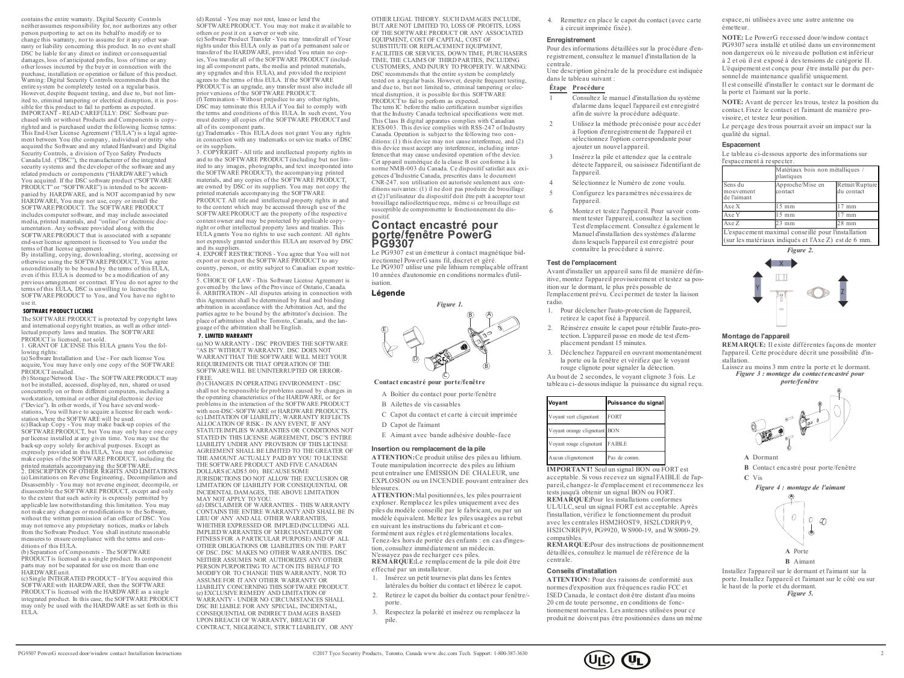contains the entire warranty. Digital Security Controls neither assumes responsibility for, nor authorizes any other person purporting to act on its behalf to modify or to change this warranty, nor to assume for it any other warranty or liability concerning this product. In no event shall DSC be liable for any direct or indirect or consequential damages, loss of anticipated profits, loss of time or any other losses incurred by the buyer in connection with the purchase, installation or operation or failure of this product. Warning: Digital Security Controls recommends that the entire system be completely tested on a regular basis. However, despite frequent testing, and due to, but not limited to, criminal tampering or electrical disruption, it is possible for this product to fail to perform as expected.

IMPORTANT - READ CAREFULLY: DSC Software purchased with or without Products and Components is copyrighted and is purchased under the following license terms: This End-User License Agreement ("EULA") is a legal agreement between You (the company, individual or entity who acquired the Software and any related Hardware) and Digital Security Controls, a division of Tyco Safety Products Canada Ltd. ("DSC"), the manufacturer of the integrated security systems and the developer of the software and any related products or components ("HARDWARE") which You acquired. If the DSC software product ("SOFTWARE PRODUCT" or "SOFTWARE") is intended to be accompanied by HARDWARE, and is NOT accompanied by new HARDWARE, You may not use, copy or install the SOFTWARE PRODUCT. The SOFTWARE PRODUCT includes computer software, and may include associated media, printed materials, and "online" or electronic documentation. Any software provided along with the SOFTWARE PRODUCT that is associated with a separate end-user license agreement is licensed to You under the terms of that license agreement.

By installing, copying, downloading, storing, accessing or otherwise using the SOFTWARE PRODUCT, You agree unconditionally to be bound by the terms of this EULA, even if this EULA is deemed to be a modification of any previous arrangement or contract. If You do not agree to the terms of this EULA, DSC is unwilling to license the SOFTWARE PRODUCT to You, and You have no right to use it.

**SOFTWARE PRODUCT LICENSE**

The SOFTWARE PRODUCT is protected by copyright laws and international copyright treaties, as well as other intellectual property laws and treaties. The SOFTWARE PRODUCT is licensed, not sold.

1. GRANT OF LICENSE This EULA grants You the following rights:

(a) Software Installation and Use - For each license You acquire, You may have only one copy of the SOFTWARE PRODUCT installed.

(b) Storage/Network Use - The SOFTWARE PRODUCT may not be installed, accessed, displayed, run, shared or used concurrently on or from different computers, including a workstation, terminal or other digital electronic device ("Device"). In other words, if You have several workstations, You will have to acquire a license for each workstation where the SOFTWARE will be used.

(c) Backup Copy - You may make back-up copies of the SOFTWARE PRODUCT, but You may only have one copy per license installed at any given time. You may use the back-up copy solely for archival purposes. Except as expressly provided in this EULA, You may not otherwise make copies of the SOFTWARE PRODUCT, including the printed materials accompanying the SOFTWARE.

2. DESCRIPTION OF OTHER RIGHTS AND LIMITATIONS

(a) Limitations on Reverse Engineering, Decompilation and Disassembly - You may not reverse engineer, decompile, or disassemble the SOFTWARE PRODUCT, except and only to the extent that such activity is expressly permitted by applicable law notwithstanding this limitation. You may not make any changes or modifications to the Software, without the written permission of an officer of DSC. You may not remove any proprietary notices, marks or labels from the Software Product. You shall institute reasonable measures to ensure compliance with the terms and conditions of this EULA.

(b) Separation of Components - The SOFTWARE PRODUCT is licensed as a single product. Its component parts may not be separated for use on more than one HARDWARE unit.

(c) Single INTEGRATED PRODUCT - If You acquired this SOFTWARE with HARDWARE, then the SOFTWARE PRODUCT is licensed with the HARDWARE as a single integrated product. In this case, the SOFTWARE PRODUCT may only be used with the HARDWARE as set forth in this EULA.

(d) Rental - You may not rent, lease or lend the SOFTWARE PRODUCT. You may not make it available to others or post it on a server or web site.

(e) Software Product Transfer - You may transfer all of Your rights under this EULA only as part of a permanent sale or transfer of the HARDWARE, provided You retain no copies, You transfer all of the SOFTWARE PRODUCT (including all component parts, the media and printed materials, any upgrades and this EULA), and provided the recipient agrees to the terms of this EULA. If the SOFTWARE PRODUCT is an upgrade, any transfer must also include all prior versions of the SOFTWARE PRODUCT.

(f) Termination - Without prejudice to any other rights, DSC may terminate this EULA if You fail to comply with the terms and conditions of this EULA. In such event, You must destroy all copies of the SOFTWARE PRODUCT and all of its component parts.

(g) Trademarks - This EULA does not grant You any rights in connection with any trademarks or service marks of DSC or its suppliers.

3. COPYRIGHT - All title and intellectual property rights in and to the SOFTWARE PRODUCT (including but not limited to any images, photographs, and text incorporated into the SOFTWARE PRODUCT), the accompanying printed materials, and any copies of the SOFTWARE PRODUCT, are owned by DSC or its suppliers. You may not copy the printed materials accompanying the SOFTWARE PRODUCT. All title and intellectual property rights in and to the content which may be accessed through use of the SOFTWARE PRODUCT are the property of the respective content owner and may be protected by applicable copyright or other intellectual property laws and treaties. This EULA grants You no rights to use such content. All rights not expressly granted under this EULA are reserved by DSC and its suppliers.

4. EXPORT RESTRICTIONS - You agree that You will not export or re-export the SOFTWARE PRODUCT to any country, person, or entity subject to Canadian export restrictions.

5. CHOICE OF LAW - This Software License Agreement is governed by the laws of the Province of Ontario, Canada.

6. ARBITRATION - All disputes arising in connection with this Agreement shall be determined by final and binding arbitration in accordance with the Arbitration Act, and the parties agree to be bound by the arbitrator's decision. The place of arbitration shall be Toronto, Canada, and the language of the arbitration shall be English.

**7. LIMITED WARRANTY**

(a) NO WARRANTY - DSC PROVIDES THE SOFTWARE "AS IS" WITHOUT WARRANTY. DSC DOES NOT WARRANT THAT THE SOFTWARE WILL MEET YOUR REQUIREMENTS OR THAT OPERATION OF THE SOFTWARE WILL BE UNINTERRUPTED OR ERROR-FREE.

(b) CHANGES IN OPERATING ENVIRONMENT - DSC shall not be responsible for problems caused by changes in the operating characteristics of the HARDWARE, or for problems in the interaction of the SOFTWARE PRODUCT with non-DSC-SOFTWARE or HARDWARE PRODUCTS.

(c) LIMITATION OF LIABILITY; WARRANTY REFLECTS ALLOCATION OF RISK - IN ANY EVENT, IF ANY STATUTE IMPLIES WARRANTIES OR CONDITIONS NOT STATED IN THIS LICENSE AGREEMENT, DSC'S ENTIRE LIABILITY UNDER ANY PROVISION OF THIS LICENSE AGREEMENT SHALL BE LIMITED TO THE GREATER OF THE AMOUNT ACTUALLY PAID BY YOU TO LICENSE THE SOFTWARE PRODUCT AND FIVE CANADIAN DOLLARS (CAD$5.00). BECAUSE SOME JURISDICTIONS DO NOT ALLOW THE EXCLUSION OR LIMITATION OF LIABILITY FOR CONSEQUENTIAL OR INCIDENTAL DAMAGES, THE ABOVE LIMITATION MAY NOT APPLY TO YOU.

(d) DISCLAIMER OF WARRANTIES - THIS WARRANTY CONTAINS THE ENTIRE WARRANTY AND SHALL BE IN LIEU OF ANY AND ALL OTHER WARRANTIES, WHETHER EXPRESSED OR IMPLIED (INCLUDING ALL IMPLIED WARRANTIES OF MERCHANTABILITY OR FITNESS FOR A PARTICULAR PURPOSE) AND OF ALL OTHER OBLIGATIONS OR LIABILITIES ON THE PART OF DSC. DSC MAKES NO OTHER WARRANTIES. DSC NEITHER ASSUMES NOR AUTHORIZES ANY OTHER PERSON PURPORTING TO ACT ON ITS BEHALF TO MODIFY OR TO CHANGE THIS WARRANTY, NOR TO ASSUME FOR IT ANY OTHER WARRANTY OR LIABILITY CONCERNING THIS SOFTWARE PRODUCT.

(e) EXCLUSIVE REMEDY AND LIMITATION OF WARRANTY - UNDER NO CIRCUMSTANCES SHALL DSC BE LIABLE FOR ANY SPECIAL, INCIDENTAL, CONSEQUENTIAL OR INDIRECT DAMAGES BASED UPON BREACH OF WARRANTY, BREACH OF CONTRACT, NEGLIGENCE, STRICT LIABILITY, OR ANY OTHER LEGAL THEORY. SUCH DAMAGES INCLUDE, BUT ARE NOT LIMITED TO, LOSS OF PROFITS, LOSS OF THE SOFTWARE PRODUCT OR ANY ASSOCIATED EQUIPMENT, COST OF CAPITAL, COST OF SUBSTITUTE OR REPLACEMENT EQUIPMENT, FACILITIES OR SERVICES, DOWN TIME, PURCHASERS TIME, THE CLAIMS OF THIRD PARTIES, INCLUDING CUSTOMERS, AND INJURY TO PROPERTY. WARNING: DSC recommends that the entire system be completely tested on a regular basis. However, despite frequent testing, and due to, but not limited to, criminal tampering or electrical disruption, it is possible for this SOFTWARE PRODUCT to fail to perform as expected.

The term IC before the radio certification number signifies that the Industry Canada technical specifications were met. This Class B digital apparatus complies with Canadian ICES-003. This device complies with RSS-247 of Industry Canada. Operation is subject to the following two conditions: (1) this device may not cause interference, and (2) this device must accept any interference, including interference that may cause undesired operation of the device.

Cet appareil numérique de la classe B est conforme à la norme NMB-003 du Canada. Ce dispositif satisfait aux exigences d'Industrie Canada, prescrites dans le document CNR-247. son utilisation est autorisée seulement aux conditions suivantes: (1) il ne doit pas produire de brouillage et (2) l'utilisateur du dispositif doit être prêt à accepter tout brouillage radioélectrique reçu, même si ce brouillage est susceptible de compromettre le fonctionnement du dispositif.

# Contact encastré pour porte/fenêtre PowerG PG9307

Le PG9307 est un émetteur à contact magnétique bidirectionnel PowerG sans fil, discret et géré.

Le PG9307 utilise une pile lithium remplaçable offrant 10 années d'autonomie en conditions normales d'utilisation.

## Légende

*Figure 1.*

**Contact encastré pour porte/fenêtre**

A Boîtier du contact pour porte/fenêtre

B Ailettes de vis cassables

C Capot du contact et carte à circuit imprimée

D Capot de l'aimant

E Aimant avec bande adhésive double-face

## Insertion ou remplacement de la pile

**ATTENTION:** Ce produit utilise des piles au lithium. Toute manipulation incorrecte des piles au lithium peut entraîner une ÉMISSION DE CHALEUR, une EXPLOSION ou un INCENDIE pouvant entraîner des blessures.

**ATTENTION:** Mal positionnées, les piles pourraient exploser. Remplacez les piles uniquement avec des piles du modèle conseillé par le fabricant, ou par un modèle équivalent. Mettez les piles usagées au rebut en suivant les instructions du fabricant et conformément aux règles et réglementations locales. Tenez-les hors de portée des enfants : en cas d'ingestion, consultez immédiatement un médecin. N'essayez pas de recharger ces piles.

**REMARQUE:** Le remplacement de la pile doit être effectué par un installateur.

1. Insérez un petit tournevis plat dans les fentes latérales du boîtier du contact et libérez le capot.
2. Retirez le capot du boîtier du contact pour fenêtre/-porte.
3. Respectez la polarité et insérez ou remplacez la pile.
4. Remettez en place le capot du contact (avec carte à circuit imprimée fixée).

## Enregistrement

Pour des informations détaillées sur la procédure d'enregistrement, consultez le manuel d'installation de la centrale.

Une description générale de la procédure est indiquée dans le tableau suivant :

| Étape | Procédure |
|---|---|
| 1 | Consultez le manuel d'installation du système d'alarme dans lequel l'appareil est enregistré afin de suivre la procédure adéquate. |
| 2 | Utilisez la méthode préconisée pour accéder à l'option d'enregistrement de l'appareil et sélectionnez l'option correspondante pour ajouter un nouvel appareil. |
| 3 | Insérez la pile et attendez que la centrale détecte l'appareil, ou saisissez l'identifiant de l'appareil. |
| 4 | Sélectionnez le Numéro de zone voulu. |
| 5 | Configurez les paramètres nécessaires de l'appareil. |
| 6 | Montez et testez l'appareil. Pour savoir comment tester l'appareil, consultez la section Test d'emplacement. Consultez également le Manuel d'installation des systèmes d'alarme dans lesquels l'appareil est enregistré pour connaître la procédure à suivre. |

## Test de l'emplacement

Avant d'installer un appareil sans fil de manière définitive, montez l'appareil provisoirement et testez sa position sur le dormant, le plus près possible de l'emplacement prévu. Ceci permet de tester la liaison radio.

1. Pour déclencher l'auto-protection de l'appareil, retirez le capot fixé à l'appareil.
2. Réinsérez ensuite le capot pour rétablir l'auto-protection. L'appareil passe en mode de test d'emplacement pendant 15 minutes.
3. Déclenchez l'appareil en ouvrant momentanément la porte ou la fenêtre et vérifiez que le voyant rouge clignote pour signaler la détection.

Au bout de 2 secondes, le voyant clignote 3 fois. Le tableau ci-dessous indique la puissance du signal reçu.

| Voyant | Puissance du signal |
|---|---|
| Voyant vert clignotant | FORT |
| Voyant orange clignotant | BON |
| Voyant rouge clignotant | FAIBLE |
| Aucun clignotement | Pas de comm. |

**IMPORTANT!** Seul un signal BON ou FORT est acceptable. Si vous recevez un signal FAIBLE de l'appareil, changez-le d'emplacement et recommencez les tests jusqu'à obtenir un signal BON ou FORT.

**REMARQUE:** Pour les installations conformes UL/ULC, seul un signal FORT est acceptable. Après l'installation, vérifiez le fonctionnement du produit avec les centrales HSM2HOST9, HS2LCDRF(P)9, HS2ICNRF(P)9, PG9920, WS900-19, and WS900-29. compatibles.

**REMARQUE:** Pour des instructions de positionnement détaillées, consultez le manuel de référence de la centrale.

## Conseils d'installation

**ATTENTION:** Pour des raisons de conformité aux normes d'exposition aux fréquences radio FCC et ISED Canada, le contact doit être distant d'au moins 20 cm de toute personne, en conditions de fonctionnement normales. Les antennes utilisées pour ce produit ne doivent pas être positionnées dans un même espace, ni utilisées avec une autre antenne ou émetteur.

**NOTE:** Le PowerG recessed door/window contact PG9307 sera installé et utilisé dans un environnement non dangereux où le niveau de pollution est inférieur à 2 et où il est exposé à des tensions de catégorie II. L'équipement est conçu pour être installé par du personnel de maintenance qualifié uniquement.

Il est conseillé d'installer le contact sur le dormant de la porte et l'aimant sur la porte.

**NOTE:** Avant de percer les trous, testez la position du contact. Fixez le contact et l'aimant de manière provisoire, et testez leur position.

Le perçage des trous pourrait avoir un impact sur la qualité du signal.

## Espacement

Le tableau ci-dessous apporte des informations sur l'espacement à respecter.

| | Matériaux bois non métalliques / plastiques | |
|---|---|---|
| Sens du mouvement de l'aimant | Approche/Mise en contact | Retrait/Rupture du contact |
| Axe X | 15 mm | 17 mm |
| Axe Y | 15 mm | 17 mm |
| Axe Z | 23 mm | 28 mm |
| L'espacement maximal conseillé pour l'installation (sur les matériaux indiqués et l'Axe Z) est de 6 mm. | | |

*Figure 2.*

## Montage de l'appareil

**REMARQUE:** Il existe différentes façons de monter l'appareil. Cette procédure décrit une possibilité d'installation.

Laissez au moins 3 mm entre la porte et le dormant.

*Figure 3 : montage du contact encastré pour porte/fenêtre*

**A** Dormant

**B** Contact encastré pour porte/fenêtre

**C** Vis

*Figure 4 : montage de l'aimant*

**A** Porte

**B** Aimant

Installez l'appareil sur le dormant et l'aimant sur la porte. Installez l'appareil et l'aimant sur le côté ou sur le haut de la porte et du dormant.

*Figure 5.*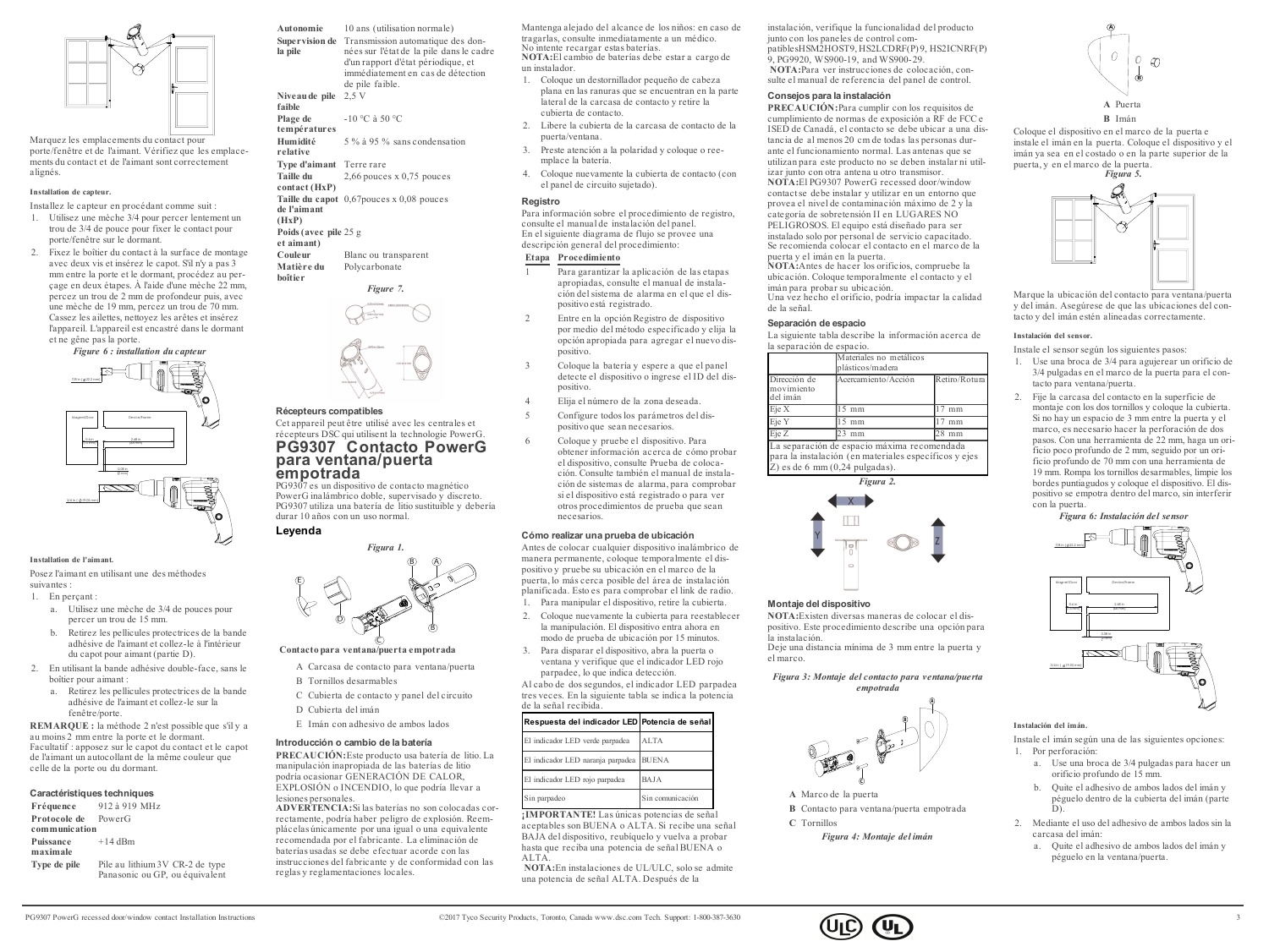Marquez les emplacements du contact pour porte/fenêtre et de l'aimant. Vérifiez que les emplacements du contact et de l'aimant sont correctement alignés.

#### Installation de capteur.

Installez le capteur en procédant comme suit :

1. Utilisez une mèche 3/4 pour percer lentement un trou de 3/4 de pouce pour fixer le contact pour porte/fenêtre sur le dormant.
2. Fixez le boîtier du contact à la surface de montage avec deux vis et insérez le capot. S'il n'y a pas 3 mm entre la porte et le dormant, procédez au perçage en deux étapes. À l'aide d'une mèche 22 mm, percez un trou de 2 mm de profondeur puis, avec une mèche de 19 mm, percez un trou de 70 mm. Cassez les ailettes, nettoyez les arêtes et insérez l'appareil. L'appareil est encastré dans le dormant et ne gêne pas la porte.

*Figure 6 : installation du capteur*

#### Installation de l'aimant.

Posez l'aimant en utilisant une des méthodes suivantes :

1. En perçant :
   a. Utilisez une mèche de 3/4 de pouces pour percer un trou de 15 mm.
   b. Retirez les pellicules protectrices de la bande adhésive de l'aimant et collez-le à l'intérieur du capot pour aimant (partie D).
2. En utilisant la bande adhésive double-face, sans le boîtier pour aimant :
   a. Retirez les pellicules protectrices de la bande adhésive de l'aimant et collez-le sur la fenêtre/porte.

**REMARQUE :** la méthode 2 n'est possible que s'il y a au moins 2 mm entre la porte et le dormant.
Facultatif : apposez sur le capot du contact et le capot de l'aimant un autocollant de la même couleur que celle de la porte ou du dormant.

### Caractéristiques techniques

| | |
|---|---|
| **Fréquence** | 912 à 919 MHz |
| **Protocole de communication** | PowerG |
| **Puissance maximale** | +14 dBm |
| **Type de pile** | Pile au lithium 3V CR-2 de type Panasonic ou GP, ou équivalent |
| **Autonomie** | 10 ans (utilisation normale) |
| **Supervision de la pile** | Transmission automatique des données sur l'état de la pile dans le cadre d'un rapport d'état périodique, et immédiatement en cas de détection de pile faible. |
| **Niveau de pile faible** | 2,5 V |
| **Plage de températures** | -10 °C à 50 °C |
| **Humidité relative** | 5 % à 95 % sans condensation |
| **Type d'aimant** | Terre rare |
| **Taille du contact (HxP)** | 2,66 pouces x 0,75 pouces |
| **Taille du capot de l'aimant (HxP)** | 0,67pouces x 0,08 pouces |
| **Poids (avec pile et aimant)** | 25 g |
| **Couleur** | Blanc ou transparent |
| **Matière du boîtier** | Polycarbonate |

*Figure 7.*

### Récepteurs compatibles

Cet appareil peut être utilisé avec les centrales et récepteurs DSC qui utilisent la technologie PowerG.

# PG9307 Contacto PowerG para ventana/puerta empotrada

PG9307 es un dispositivo de contacto magnético PowerG inalámbrico doble, supervisado y discreto. PG9307 utiliza una batería de litio sustituible y debería durar 10 años con un uso normal.

## Leyenda

*Figura 1.*

**Contacto para ventana/puerta empotrada**

- A Carcasa de contacto para ventana/puerta
- B Tornillos desarmables
- C Cubierta de contacto y panel del circuito
- D Cubierta del imán
- E Imán con adhesivo de ambos lados

### Introducción o cambio de la batería

**PRECAUCIÓN:** Este producto usa batería de litio. La manipulación inapropiada de las baterías de litio podría ocasionar GENERACIÓN DE CALOR, EXPLOSIÓN o INCENDIO, lo que podría llevar a lesiones personales.
**ADVERTENCIA:** Si las baterías no son colocadas correctamente, podría haber peligro de explosión. Reemplácelas únicamente por una igual o una equivalente recomendada por el fabricante. La eliminación de baterías usadas se debe efectuar acorde con las instrucciones del fabricante y de conformidad con las reglas y reglamentaciones locales.
Mantenga alejado del alcance de los niños: en caso de tragarlas, consulte inmediatamente a un médico.
No intente recargar estas baterías.
**NOTA:** El cambio de baterías debe estar a cargo de un instalador.

1. Coloque un destornillador pequeño de cabeza plana en las ranuras que se encuentran en la parte lateral de la carcasa de contacto y retire la cubierta de contacto.
2. Libere la cubierta de la carcasa de contacto de la puerta/ventana.
3. Preste atención a la polaridad y coloque o reemplace la batería.
4. Coloque nuevamente la cubierta de contacto (con el panel de circuito sujetado).

### Registro

Para información sobre el procedimiento de registro, consulte el manual de instalación del panel.
En el siguiente diagrama de flujo se provee una descripción general del procedimiento:

| Etapa | Procedimiento |
|---|---|
| 1 | Para garantizar la aplicación de las etapas apropiadas, consulte el manual de instalación del sistema de alarma en el que el dispositivo está registrado. |
| 2 | Entre en la opción Registro de dispositivo por medio del método especificado y elija la opción apropiada para agregar el nuevo dispositivo. |
| 3 | Coloque la batería y espere a que el panel detecte el dispositivo o ingrese el ID del dispositivo. |
| 4 | Elija el número de la zona deseada. |
| 5 | Configure todos los parámetros del dispositivo que sean necesarios. |
| 6 | Coloque y pruebe el dispositivo. Para obtener información acerca de cómo probar el dispositivo, consulte Prueba de colocación. Consulte también el manual de instalación de sistemas de alarma, para comprobar si el dispositivo está registrado o para ver otros procedimientos de prueba que sean necesarios. |

### Cómo realizar una prueba de ubicación

Antes de colocar cualquier dispositivo inalámbrico de manera permanente, coloque temporalmente el dispositivo y pruebe su ubicación en el marco de la puerta, lo más cerca posible del área de instalación planificada. Esto es para comprobar el link de radio.

1. Para manipular el dispositivo, retire la cubierta.
2. Coloque nuevamente la cubierta para restablecer la manipulación. El dispositivo entra ahora en modo de prueba de ubicación por 15 minutos.
3. Para disparar el dispositivo, abra la puerta o ventana y verifique que el indicador LED rojo parpadee, lo que indica detección.

Al cabo de dos segundos, el indicador LED parpadea tres veces. En la siguiente tabla se indica la potencia de la señal recibida.

| Respuesta del indicador LED | Potencia de señal |
|---|---|
| El indicador LED verde parpadea | ALTA |
| El indicador LED naranja parpadea | BUENA |
| El indicador LED rojo parpadea | BAJA |
| Sin parpadeo | Sin comunicación |

**¡IMPORTANTE!** Las únicas potencias de señal aceptables son BUENA o ALTA. Si recibe una señal BAJA del dispositivo, reubíquelo y vuelva a probar hasta que reciba una potencia de señal BUENA o ALTA.
**NOTA:** En instalaciones de UL/ULC, solo se admite una potencia de señal ALTA. Después de la instalación, verifique la funcionalidad del producto junto con los paneles de control compatiblesHSM2HOST9, HS2LCDRF(P)9, HS2ICNRF(P) 9, PG9920, WS900-19, and WS900-29.
**NOTA:** Para ver instrucciones de colocación, consulte el manual de referencia del panel de control.

### Consejos para la instalación

**PRECAUCIÓN:** Para cumplir con los requisitos de cumplimiento de normas de exposición a RF de FCC e ISED de Canadá, el contacto se debe ubicar a una distancia de al menos 20 cm de todas las personas durante el funcionamiento normal. Las antenas que se utilizan para este producto no se deben instalar ni utilizar junto con otra antena u otro transmisor.
**NOTA:** El PG9307 PowerG recessed door/window contact se debe instalar y utilizar en un entorno que provea el nivel de contaminación máximo de 2 y la categoría de sobretensión II en LUGARES NO PELIGROSOS. El equipo está diseñado para ser instalado solo por personal de servicio capacitado.
Se recomienda colocar el contacto en el marco de la puerta y el imán en la puerta.
**NOTA:** Antes de hacer los orificios, compruebe la ubicación. Coloque temporalmente el contacto y el imán para probar su ubicación.
Una vez hecho el orificio, podría impactar la calidad de la señal.

### Separación de espacio

La siguiente tabla describe la información acerca de la separación de espacio.

| | Materiales no metálicos plásticos/madera | |
|---|---|---|
| Dirección de movimiento del imán | Acercamiento/Acción | Retiro/Rotura |
| Eje X | 15 mm | 17 mm |
| Eje Y | 15 mm | 17 mm |
| Eje Z | 23 mm | 28 mm |
| La separación de espacio máxima recomendada para la instalación (en materiales específicos y ejes Z) es de 6 mm (0,24 pulgadas). | | |

*Figura 2.*

### Montaje del dispositivo

**NOTA:** Existen diversas maneras de colocar el dispositivo. Este procedimiento describe una opción para la instalación.
Deje una distancia mínima de 3 mm entre la puerta y el marco.

*Figura 3: Montaje del contacto para ventana/puerta empotrada*

- **A** Marco de la puerta
- **B** Contacto para ventana/puerta empotrada
- **C** Tornillos

*Figura 4: Montaje del imán*

- **A** Puerta
- **B** Imán

Coloque el dispositivo en el marco de la puerta e instale el imán en la puerta. Coloque el dispositivo y el imán ya sea en el costado o en la parte superior de la puerta, y en el marco de la puerta.

*Figura 5.*

Marque la ubicación del contacto para ventana/puerta y del imán. Asegúrese de que las ubicaciones del contacto y del imán estén alineadas correctamente.

#### Instalación del sensor.

Instale el sensor según los siguientes pasos:

1. Use una broca de 3/4 para agujerear un orificio de 3/4 pulgadas en el marco de la puerta para el contacto para ventana/puerta.
2. Fije la carcasa del contacto en la superficie de montaje con los dos tornillos y coloque la cubierta. Si no hay un espacio de 3 mm entre la puerta y el marco, es necesario hacer la perforación de dos pasos. Con una herramienta de 22 mm, haga un orificio poco profundo de 2 mm, seguido por un orificio profundo de 70 mm con una herramienta de 19 mm. Rompa los tornillos desarmables, limpie los bordes puntiagudos y coloque el dispositivo. El dispositivo se empotra dentro del marco, sin interferir con la puerta.

*Figura 6: Instalación del sensor*

#### Instalación del imán.

Instale el imán según una de las siguientes opciones:

1. Por perforación:
   a. Use una broca de 3/4 pulgadas para hacer un orificio profundo de 15 mm.
   b. Quite el adhesivo de ambos lados del imán y péguelo dentro de la cubierta del imán (parte D).
2. Mediante el uso del adhesivo de ambos lados sin la carcasa del imán:
   a. Quite el adhesivo de ambos lados del imán y péguelo en la ventana/puerta.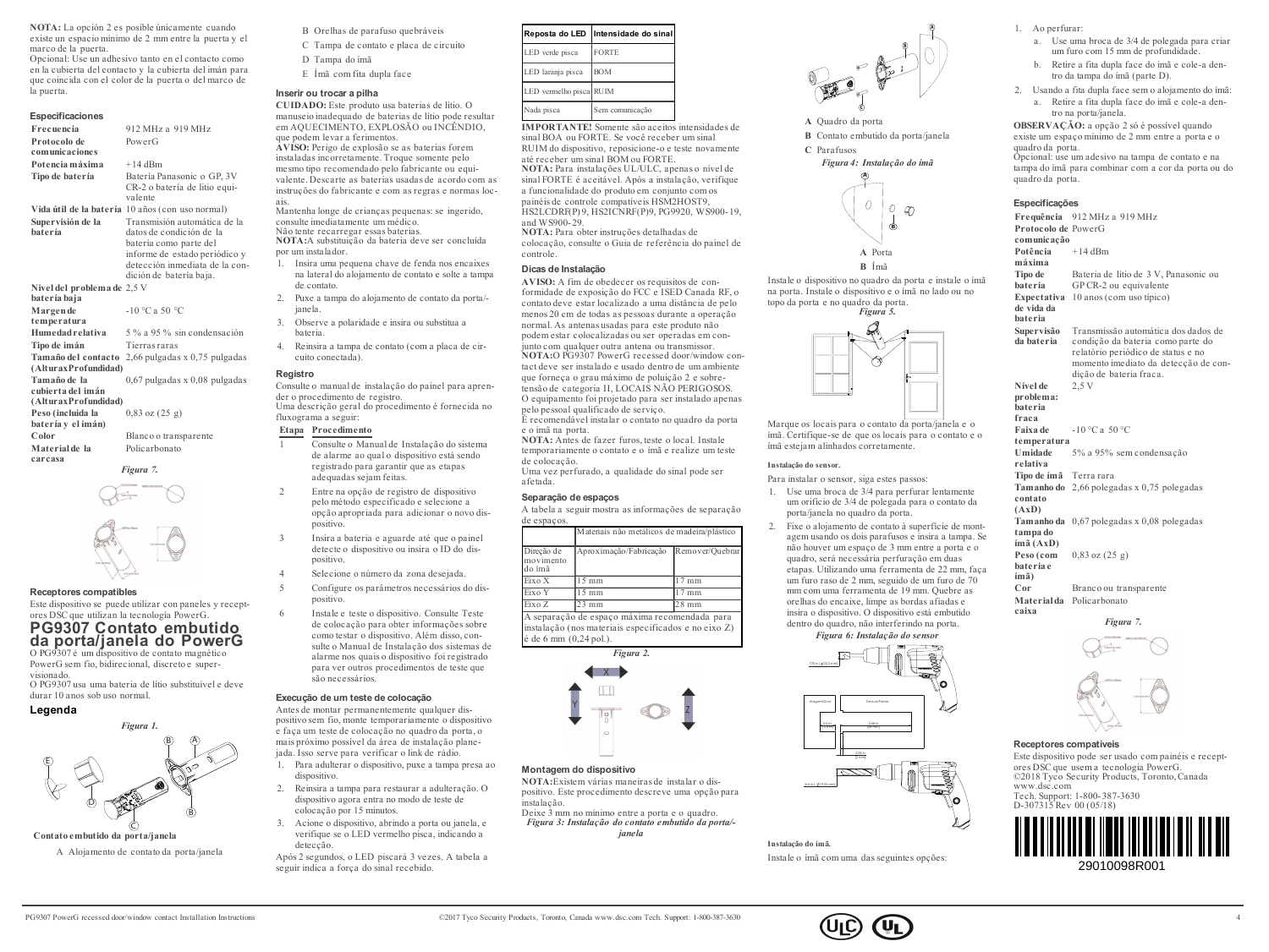**NOTA:** La opción 2 es posible únicamente cuando existe un espacio mínimo de 2 mm entre la puerta y el marco de la puerta.
Opcional: Use un adhesivo tanto en el contacto como en la cubierta del contacto y la cubierta del imán para que coincida con el color de la puerta o del marco de la puerta.

### Especificaciones

| | |
|---|---|
| **Frecuencia** | 912 MHz a 919 MHz |
| **Protocolo de comunicaciones** | PowerG |
| **Potencia máxima** | +14 dBm |
| **Tipo de batería** | Batería Panasonic o GP, 3V CR-2 o batería de litio equivalente |
| **Vida útil de la batería** | 10 años (con uso normal) |
| **Supervisión de la batería** | Transmisión automática de los datos de condición de la batería como parte del informe de estado periódico y detección inmediata de la condición de batería baja. |
| **Nivel del problema de batería baja** | 2,5 V |
| **Margen de temperatura** | -10 °C a 50 °C |
| **Humedad relativa** | 5 % a 95 % sin condensación |
| **Tipo de imán** | Tierras raras |
| **Tamaño del contacto (AlturaxProfundidad)** | 2,66 pulgadas x 0,75 pulgadas |
| **Tamaño de la cubierta del imán (AlturaxProfundidad)** | 0,67 pulgadas x 0,08 pulgadas |
| **Peso (incluida la batería y el imán)** | 0,83 oz (25 g) |
| **Color** | Blanco o transparente |
| **Material de la carcasa** | Policarbonato |

*Figura 7.*

### Receptores compatibles

Este dispositivo se puede utilizar con paneles y receptores DSC que utilizan la tecnología PowerG.

# PG9307 Contato embutido da porta/janela do PowerG

O PG9307 é um dispositivo de contato magnético PowerG sem fio, bidirecional, discreto e supervisionado.
O PG9307 usa uma bateria de lítio substituível e deve durar 10 anos sob uso normal.

## Legenda

*Figura 1.*

**Contato embutido da porta/janela**

A Alojamento de contato da porta/janela
B Orelhas de parafuso quebráveis
C Tampa de contato e placa de circuito
D Tampa do ímã
E Ímã com fita dupla face

### Inserir ou trocar a pilha

**CUIDADO:** Este produto usa baterias de lítio. O manuseio inadequado de baterias de lítio pode resultar em AQUECIMENTO, EXPLOSÃO ou INCÊNDIO, que podem levar a ferimentos.
**AVISO:** Perigo de explosão se as baterias forem instaladas incorretamente. Troque somente pelo mesmo tipo recomendado pelo fabricante ou equivalente. Descarte as baterias usadas de acordo com as instruções do fabricante e com as regras e normas locais.
Mantenha longe de crianças pequenas: se ingerido, consulte imediatamente um médico.
Não tente recarregar essas baterias.
**NOTA:** A substituição da bateria deve ser concluída por um instalador.

1. Insira uma pequena chave de fenda nos encaixes na lateral do alojamento de contato e solte a tampa de contato.
2. Puxe a tampa do alojamento de contato da porta/janela.
3. Observe a polaridade e insira ou substitua a bateria.
4. Reinsira a tampa de contato (com a placa de circuito conectada).

### Registro

Consulte o manual de instalação do painel para aprender o procedimento de registro.
Uma descrição geral do procedimento é fornecida no fluxograma a seguir:

| Etapa | Procedimento |
|---|---|
| 1 | Consulte o Manual de Instalação do sistema de alarme ao qual o dispositivo está sendo registrado para garantir que as etapas adequadas sejam feitas. |
| 2 | Entre na opção de registro de dispositivo pelo método especificado e selecione a opção apropriada para adicionar o novo dispositivo. |
| 3 | Insira a bateria e aguarde até que o painel detecte o dispositivo ou insira o ID do dispositivo. |
| 4 | Selecione o número da zona desejada. |
| 5 | Configure os parâmetros necessários do dispositivo. |
| 6 | Instale e teste o dispositivo. Consulte Teste de colocação para obter informações sobre como testar o dispositivo. Além disso, consulte o Manual de Instalação dos sistemas de alarme nos quais o dispositivo foi registrado para verificar outros procedimentos de teste que são necessários. |

### Execução de um teste de colocação

Antes de montar permanentemente qualquer dispositivo sem fio, monte temporariamente o dispositivo e faça um teste de colocação no quadro da porta, o mais próximo possível da área de instalação planejada. Isso serve para verificar o link de rádio.

1. Para adulterar o dispositivo, puxe a tampa presa ao dispositivo.
2. Reinsira a tampa para restaurar a adulteração. O dispositivo agora entra no modo de teste de colocação por 15 minutos.
3. Acione o dispositivo, abrindo a porta ou janela, e verifique se o LED vermelho pisca, indicando a detecção.

Após 2 segundos, o LED piscará 3 vezes. A tabela a seguir indica a força do sinal recebido.

| Reposta do LED | Intensidade do sinal |
|---|---|
| LED verde pisca | FORTE |
| LED laranja pisca | BOM |
| LED vermelho pisca | RUIM |
| Nada pisca | Sem comunicação |

**IMPORTANTE!** Somente são aceitos intensidades de sinal BOA ou FORTE. Se você receber um sinal RUIM do dispositivo, reposicione-o e teste novamente até receber um sinal BOM ou FORTE.
**NOTA:** Para instalações UL/ULC, apenas o nível de sinal FORTE é aceitável. Após a instalação, verifique a funcionalidade do produto em conjunto com os painéis de controle compatíveis HSM2HOST9, HS2LCDRF(P)9, HS2ICNRF(P)9, PG9920, WS900-19, and WS900-29.
**NOTA:** Para obter instruções detalhadas de colocação, consulte o Guia de referência do painel de controle.

### Dicas de Instalação

**AVISO:** A fim de obedecer os requisitos de conformidade de exposição do FCC e ISED Canada RF, o contato deve estar localizado a uma distância de pelo menos 20 cm de todas as pessoas durante a operação normal. As antenas usadas para este produto não podem estar colocalizadas ou ser operadas em conjunto com qualquer outra antena ou transmissor.
**NOTA:** O PG9307 PowerG recessed door/window contact deve ser instalado e usado dentro de um ambiente que forneça o grau máximo de poluição 2 e sobretensão de categoria II, LOCAIS NÃO PERIGOSOS.
O equipamento foi projetado para ser instalado apenas pelo pessoal qualificado de serviço.
É recomendável instalar o contato no quadro da porta e o ímã na porta.
**NOTA:** Antes de fazer furos, teste o local. Instale temporariamente o contato e o ímã e realize um teste de colocação.
Uma vez perfurado, a qualidade do sinal pode ser afetada.

### Separação de espaços

A tabela a seguir mostra as informações de separação de espaços.

| | Materiais não metálicos de madeira/plástico | |
|---|---|---|
| Direção de movimento do ímã | Aproximação/Fabricação | Remover/Quebrar |
| Eixo X | 15 mm | 17 mm |
| Eixo Y | 15 mm | 17 mm |
| Eixo Z | 23 mm | 28 mm |
| A separação de espaço máxima recomendada para instalação (nos materiais especificados e no eixo Z) é de 6 mm (0,24 pol.). | | |

*Figura 2.*

### Montagem do dispositivo

**NOTA:** Existem várias maneiras de instalar o dispositivo. Este procedimento descreve uma opção para instalação.
Deixe 3 mm no mínimo entre a porta e o quadro.

*Figura 3: Instalação do contato embutido da porta/janela*

**A** Quadro da porta
**B** Contato embutido da porta/janela
**C** Parafusos

*Figura 4: Instalação do ímã*

**A** Porta
**B** Ímã

Instale o dispositivo no quadro da porta e instale o ímã na porta. Instale o dispositivo e o ímã no lado ou no topo da porta e no quadro da porta.

*Figura 5.*

Marque os locais para o contato da porta/janela e o ímã. Certifique-se de que os locais para o contato e o ímã estejam alinhados corretamente.

**Instalação do sensor.**

Para instalar o sensor, siga estes passos:

1. Use uma broca de 3/4 para perfurar lentamente um orifício de 3/4 de polegada para o contato da porta/janela no quadro da porta.
2. Fixe o alojamento de contato à superfície de montagem usando os dois parafusos e insira a tampa. Se não houver um espaço de 3 mm entre a porta e o quadro, será necessária perfuração em duas etapas. Utilizando uma ferramenta de 22 mm, faça um furo raso de 2 mm, seguido de um furo de 70 mm com uma ferramenta de 19 mm. Quebre as orelhas do encaixe, limpe as bordas afiadas e insira o dispositivo. O dispositivo está embutido dentro do quadro, não interferindo na porta.

*Figura 6: Instalação do sensor*

**Instalação do ímã.**

Instale o ímã com uma das seguintes opções:

1. Ao perfurar:
   a. Use uma broca de 3/4 de polegada para criar um furo com 15 mm de profundidade.
   b. Retire a fita dupla face do ímã e cole-a dentro da tampa do ímã (parte D).
2. Usando a fita dupla face sem o alojamento do ímã:
   a. Retire a fita dupla face do ímã e cole-a dentro na porta/janela.

**OBSERVAÇÃO:** a opção 2 só é possível quando existe um espaço mínimo de 2 mm entre a porta e o quadro da porta.
Opcional: use um adesivo na tampa de contato e na tampa do ímã para combinar com a cor da porta ou do quadro da porta.

### Especificações

| | |
|---|---|
| **Frequência** | 912 MHz a 919 MHz |
| **Protocolo de comunicação** | PowerG |
| **Potência máxima** | +14 dBm |
| **Tipo de bateria** | Bateria de lítio de 3 V, Panasonic ou GP CR-2 ou equivalente |
| **Expectativa de vida da bateria** | 10 anos (com uso típico) |
| **Supervisão da bateria** | Transmissão automática dos dados de condição da bateria como parte do relatório periódico de status e no momento imediato da detecção de condição de bateria fraca. |
| **Nível de problema: bateria fraca** | 2,5 V |
| **Faixa de temperatura** | -10 °C a 50 °C |
| **Umidade relativa** | 5% a 95% sem condensação |
| **Tipo de ímã** | Terra rara |
| **Tamanho do contato (AxD)** | 2,66 polegadas x 0,75 polegadas |
| **Tamanho da tampa do ímã (AxD)** | 0,67 polegadas x 0,08 polegadas |
| **Peso (com bateria e ímã)** | 0,83 oz (25 g) |
| **Cor** | Branco ou transparente |
| **Material da caixa** | Policarbonato |

*Figura 7.*

### Receptores compatíveis

Este dispositivo pode ser usado com painéis e receptores DSC que usem a tecnologia PowerG.
©2018 Tyco Security Products, Toronto, Canada
www.dsc.com
Tech. Support: 1-800-387-3630
D-307315 Rev 00 (05/18)

29010098R001